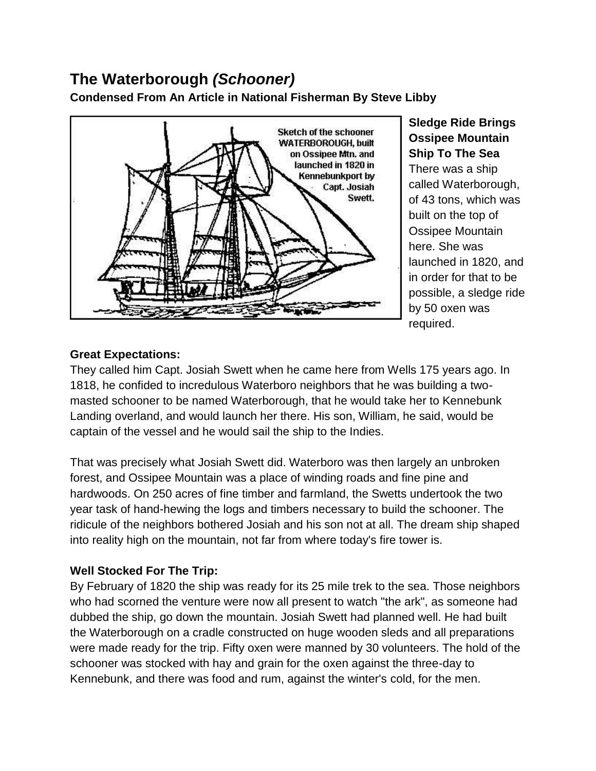# The Waterborough *(Schooner)*

**Condensed From An Article in National Fisherman By Steve Libby**

Sketch of the schooner WATERBOROUGH, built on Ossipee Mtn. and launched in 1820 in Kennebunkport by Capt. Josiah Swett.

**Sledge Ride Brings Ossipee Mountain Ship To The Sea**

There was a ship called Waterborough, of 43 tons, which was built on the top of Ossipee Mountain here. She was launched in 1820, and in order for that to be possible, a sledge ride by 50 oxen was required.

**Great Expectations:**

They called him Capt. Josiah Swett when he came here from Wells 175 years ago. In 1818, he confided to incredulous Waterboro neighbors that he was building a two-masted schooner to be named Waterborough, that he would take her to Kennebunk Landing overland, and would launch her there. His son, William, he said, would be captain of the vessel and he would sail the ship to the Indies.

That was precisely what Josiah Swett did. Waterboro was then largely an unbroken forest, and Ossipee Mountain was a place of winding roads and fine pine and hardwoods. On 250 acres of fine timber and farmland, the Swetts undertook the two year task of hand-hewing the logs and timbers necessary to build the schooner. The ridicule of the neighbors bothered Josiah and his son not at all. The dream ship shaped into reality high on the mountain, not far from where today's fire tower is.

**Well Stocked For The Trip:**

By February of 1820 the ship was ready for its 25 mile trek to the sea. Those neighbors who had scorned the venture were now all present to watch "the ark", as someone had dubbed the ship, go down the mountain. Josiah Swett had planned well. He had built the Waterborough on a cradle constructed on huge wooden sleds and all preparations were made ready for the trip. Fifty oxen were manned by 30 volunteers. The hold of the schooner was stocked with hay and grain for the oxen against the three-day to Kennebunk, and there was food and rum, against the winter's cold, for the men.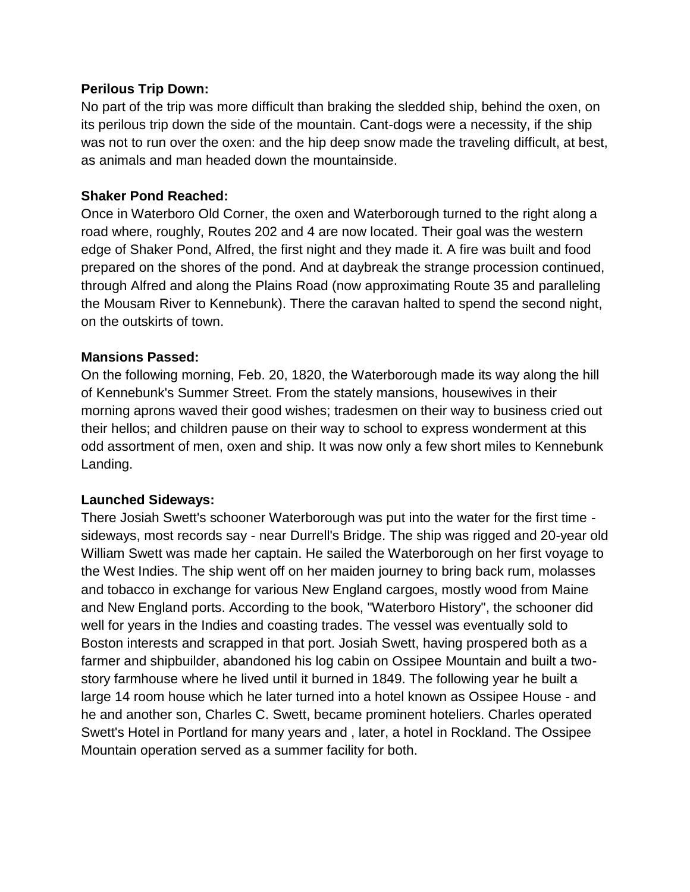**Perilous Trip Down:**
No part of the trip was more difficult than braking the sledded ship, behind the oxen, on its perilous trip down the side of the mountain. Cant-dogs were a necessity, if the ship was not to run over the oxen: and the hip deep snow made the traveling difficult, at best, as animals and man headed down the mountainside.

**Shaker Pond Reached:**
Once in Waterboro Old Corner, the oxen and Waterborough turned to the right along a road where, roughly, Routes 202 and 4 are now located. Their goal was the western edge of Shaker Pond, Alfred, the first night and they made it. A fire was built and food prepared on the shores of the pond. And at daybreak the strange procession continued, through Alfred and along the Plains Road (now approximating Route 35 and paralleling the Mousam River to Kennebunk). There the caravan halted to spend the second night, on the outskirts of town.

**Mansions Passed:**
On the following morning, Feb. 20, 1820, the Waterborough made its way along the hill of Kennebunk's Summer Street. From the stately mansions, housewives in their morning aprons waved their good wishes; tradesmen on their way to business cried out their hellos; and children pause on their way to school to express wonderment at this odd assortment of men, oxen and ship. It was now only a few short miles to Kennebunk Landing.

**Launched Sideways:**
There Josiah Swett's schooner Waterborough was put into the water for the first time - sideways, most records say - near Durrell's Bridge. The ship was rigged and 20-year old William Swett was made her captain. He sailed the Waterborough on her first voyage to the West Indies. The ship went off on her maiden journey to bring back rum, molasses and tobacco in exchange for various New England cargoes, mostly wood from Maine and New England ports. According to the book, "Waterboro History", the schooner did well for years in the Indies and coasting trades. The vessel was eventually sold to Boston interests and scrapped in that port. Josiah Swett, having prospered both as a farmer and shipbuilder, abandoned his log cabin on Ossipee Mountain and built a two-story farmhouse where he lived until it burned in 1849. The following year he built a large 14 room house which he later turned into a hotel known as Ossipee House - and he and another son, Charles C. Swett, became prominent hoteliers. Charles operated Swett's Hotel in Portland for many years and , later, a hotel in Rockland. The Ossipee Mountain operation served as a summer facility for both.